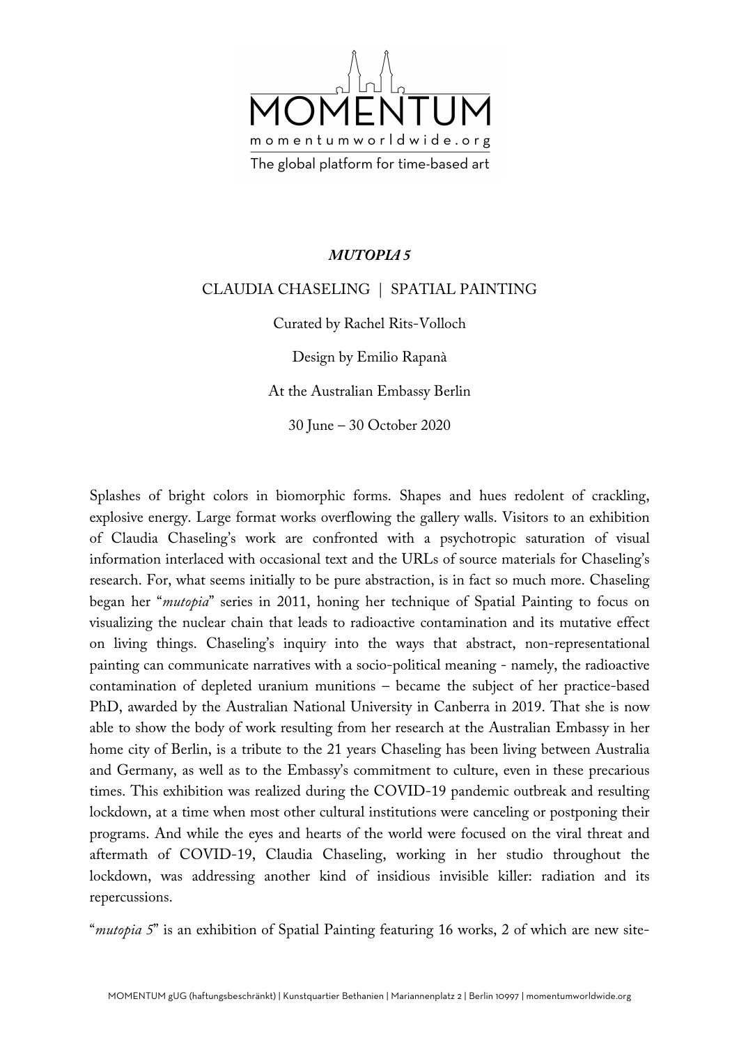MOMENTUM

momentumworldwide.org

The global platform for time-based art

***MUTOPIA 5***

CLAUDIA CHASELING | SPATIAL PAINTING

Curated by Rachel Rits-Volloch

Design by Emilio Rapanà

At the Australian Embassy Berlin

30 June – 30 October 2020

Splashes of bright colors in biomorphic forms. Shapes and hues redolent of crackling, explosive energy. Large format works overflowing the gallery walls. Visitors to an exhibition of Claudia Chaseling's work are confronted with a psychotropic saturation of visual information interlaced with occasional text and the URLs of source materials for Chaseling's research. For, what seems initially to be pure abstraction, is in fact so much more. Chaseling began her "*mutopia*" series in 2011, honing her technique of Spatial Painting to focus on visualizing the nuclear chain that leads to radioactive contamination and its mutative effect on living things. Chaseling's inquiry into the ways that abstract, non-representational painting can communicate narratives with a socio-political meaning - namely, the radioactive contamination of depleted uranium munitions – became the subject of her practice-based PhD, awarded by the Australian National University in Canberra in 2019. That she is now able to show the body of work resulting from her research at the Australian Embassy in her home city of Berlin, is a tribute to the 21 years Chaseling has been living between Australia and Germany, as well as to the Embassy's commitment to culture, even in these precarious times. This exhibition was realized during the COVID-19 pandemic outbreak and resulting lockdown, at a time when most other cultural institutions were canceling or postponing their programs. And while the eyes and hearts of the world were focused on the viral threat and aftermath of COVID-19, Claudia Chaseling, working in her studio throughout the lockdown, was addressing another kind of insidious invisible killer: radiation and its repercussions.

"*mutopia 5*" is an exhibition of Spatial Painting featuring 16 works, 2 of which are new site-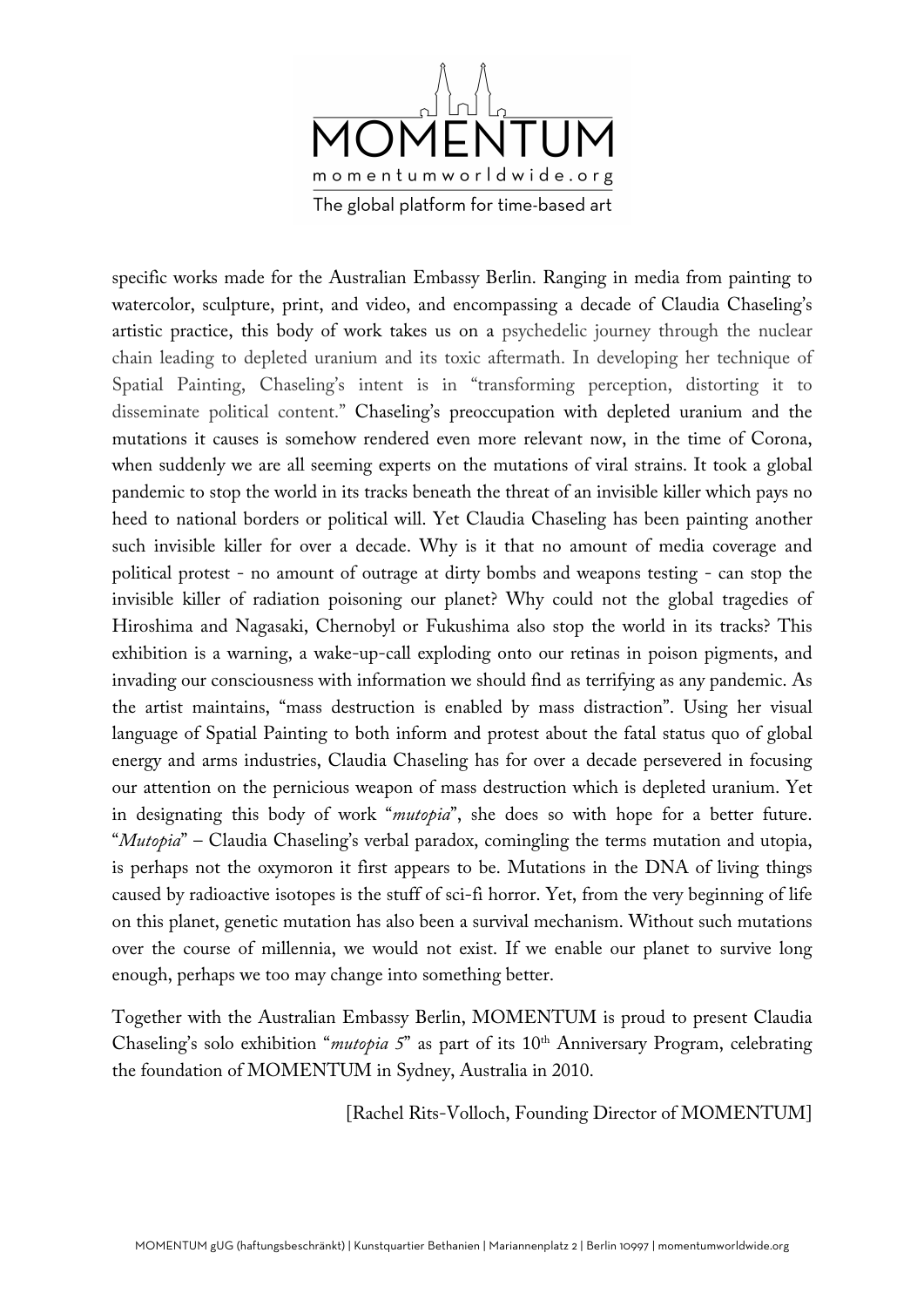specific works made for the Australian Embassy Berlin. Ranging in media from painting to watercolor, sculpture, print, and video, and encompassing a decade of Claudia Chaseling's artistic practice, this body of work takes us on a psychedelic journey through the nuclear chain leading to depleted uranium and its toxic aftermath. In developing her technique of Spatial Painting, Chaseling's intent is in "transforming perception, distorting it to disseminate political content." Chaseling's preoccupation with depleted uranium and the mutations it causes is somehow rendered even more relevant now, in the time of Corona, when suddenly we are all seeming experts on the mutations of viral strains. It took a global pandemic to stop the world in its tracks beneath the threat of an invisible killer which pays no heed to national borders or political will. Yet Claudia Chaseling has been painting another such invisible killer for over a decade. Why is it that no amount of media coverage and political protest - no amount of outrage at dirty bombs and weapons testing - can stop the invisible killer of radiation poisoning our planet? Why could not the global tragedies of Hiroshima and Nagasaki, Chernobyl or Fukushima also stop the world in its tracks? This exhibition is a warning, a wake-up-call exploding onto our retinas in poison pigments, and invading our consciousness with information we should find as terrifying as any pandemic. As the artist maintains, "mass destruction is enabled by mass distraction". Using her visual language of Spatial Painting to both inform and protest about the fatal status quo of global energy and arms industries, Claudia Chaseling has for over a decade persevered in focusing our attention on the pernicious weapon of mass destruction which is depleted uranium. Yet in designating this body of work "*mutopia*", she does so with hope for a better future. "*Mutopia*" – Claudia Chaseling's verbal paradox, comingling the terms mutation and utopia, is perhaps not the oxymoron it first appears to be. Mutations in the DNA of living things caused by radioactive isotopes is the stuff of sci-fi horror. Yet, from the very beginning of life on this planet, genetic mutation has also been a survival mechanism. Without such mutations over the course of millennia, we would not exist. If we enable our planet to survive long enough, perhaps we too may change into something better.

Together with the Australian Embassy Berlin, MOMENTUM is proud to present Claudia Chaseling's solo exhibition "*mutopia 5*" as part of its 10th Anniversary Program, celebrating the foundation of MOMENTUM in Sydney, Australia in 2010.

[Rachel Rits-Volloch, Founding Director of MOMENTUM]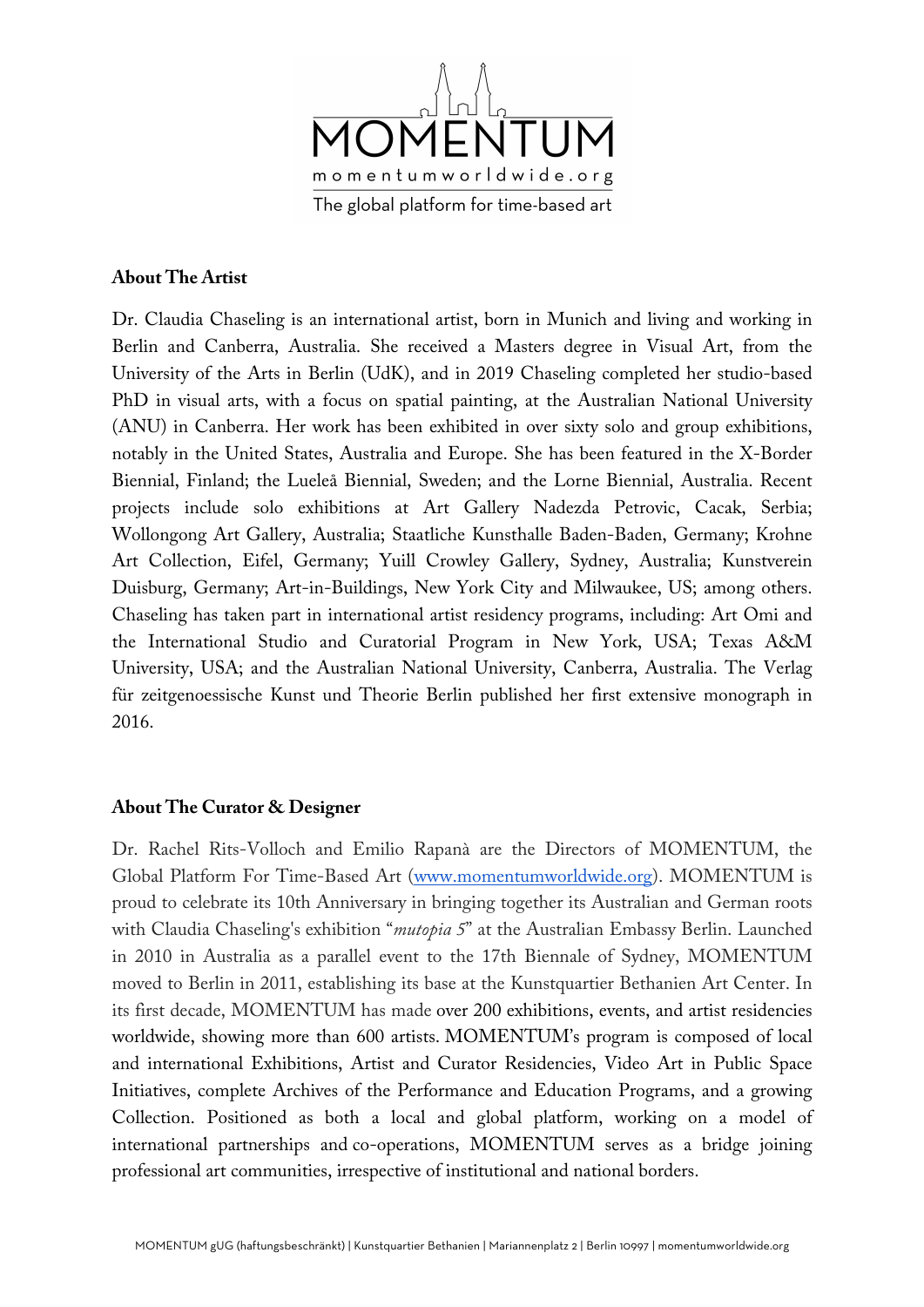MOMENTUM

momentumworldwide.org

The global platform for time-based art

**About The Artist**

Dr. Claudia Chaseling is an international artist, born in Munich and living and working in Berlin and Canberra, Australia. She received a Masters degree in Visual Art, from the University of the Arts in Berlin (UdK), and in 2019 Chaseling completed her studio-based PhD in visual arts, with a focus on spatial painting, at the Australian National University (ANU) in Canberra. Her work has been exhibited in over sixty solo and group exhibitions, notably in the United States, Australia and Europe. She has been featured in the X-Border Biennial, Finland; the Lueleå Biennial, Sweden; and the Lorne Biennial, Australia. Recent projects include solo exhibitions at Art Gallery Nadezda Petrovic, Cacak, Serbia; Wollongong Art Gallery, Australia; Staatliche Kunsthalle Baden-Baden, Germany; Krohne Art Collection, Eifel, Germany; Yuill Crowley Gallery, Sydney, Australia; Kunstverein Duisburg, Germany; Art-in-Buildings, New York City and Milwaukee, US; among others. Chaseling has taken part in international artist residency programs, including: Art Omi and the International Studio and Curatorial Program in New York, USA; Texas A&M University, USA; and the Australian National University, Canberra, Australia. The Verlag für zeitgenoessische Kunst und Theorie Berlin published her first extensive monograph in 2016.

**About The Curator & Designer**

Dr. Rachel Rits-Volloch and Emilio Rapanà are the Directors of MOMENTUM, the Global Platform For Time-Based Art (www.momentumworldwide.org). MOMENTUM is proud to celebrate its 10th Anniversary in bringing together its Australian and German roots with Claudia Chaseling's exhibition "*mutopia 5*" at the Australian Embassy Berlin. Launched in 2010 in Australia as a parallel event to the 17th Biennale of Sydney, MOMENTUM moved to Berlin in 2011, establishing its base at the Kunstquartier Bethanien Art Center. In its first decade, MOMENTUM has made over 200 exhibitions, events, and artist residencies worldwide, showing more than 600 artists. MOMENTUM's program is composed of local and international Exhibitions, Artist and Curator Residencies, Video Art in Public Space Initiatives, complete Archives of the Performance and Education Programs, and a growing Collection. Positioned as both a local and global platform, working on a model of international partnerships and co-operations, MOMENTUM serves as a bridge joining professional art communities, irrespective of institutional and national borders.

MOMENTUM gUG (haftungsbeschränkt) | Kunstquartier Bethanien | Mariannenplatz 2 | Berlin 10997 | momentumworldwide.org